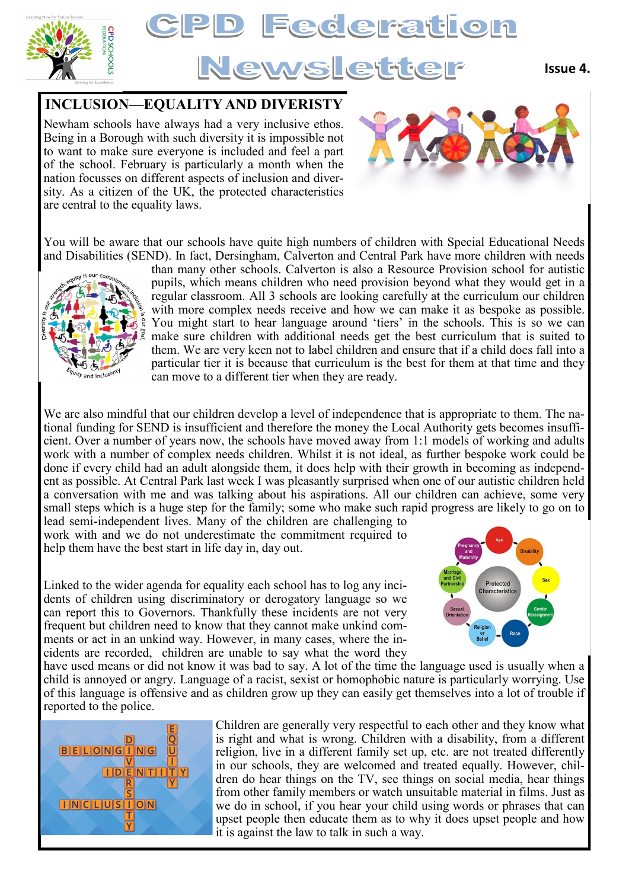# CPD Federation Newsletter

Issue 4.

## INCLUSION—EQUALITY AND DIVERISTY

Newham schools have always had a very inclusive ethos. Being in a Borough with such diversity it is impossible not to want to make sure everyone is included and feel a part of the school. February is particularly a month when the nation focusses on different aspects of inclusion and diversity. As a citizen of the UK, the protected characteristics are central to the equality laws.

You will be aware that our schools have quite high numbers of children with Special Educational Needs and Disabilities (SEND). In fact, Dersingham, Calverton and Central Park have more children with needs than many other schools. Calverton is also a Resource Provision school for autistic pupils, which means children who need provision beyond what they would get in a regular classroom. All 3 schools are looking carefully at the curriculum our children with more complex needs receive and how we can make it as bespoke as possible. You might start to hear language around 'tiers' in the schools. This is so we can make sure children with additional needs get the best curriculum that is suited to them. We are very keen not to label children and ensure that if a child does fall into a particular tier it is because that curriculum is the best for them at that time and they can move to a different tier when they are ready.

We are also mindful that our children develop a level of independence that is appropriate to them. The national funding for SEND is insufficient and therefore the money the Local Authority gets becomes insufficient. Over a number of years now, the schools have moved away from 1:1 models of working and adults work with a number of complex needs children. Whilst it is not ideal, as further bespoke work could be done if every child had an adult alongside them, it does help with their growth in becoming as independent as possible. At Central Park last week I was pleasantly surprised when one of our autistic children held a conversation with me and was talking about his aspirations. All our children can achieve, some very small steps which is a huge step for the family; some who make such rapid progress are likely to go on to lead semi-independent lives. Many of the children are challenging to work with and we do not underestimate the commitment required to help them have the best start in life day in, day out.

Linked to the wider agenda for equality each school has to log any incidents of children using discriminatory or derogatory language so we can report this to Governors. Thankfully these incidents are not very frequent but children need to know that they cannot make unkind comments or act in an unkind way. However, in many cases, where the incidents are recorded, children are unable to say what the word they have used means or did not know it was bad to say. A lot of the time the language used is usually when a child is annoyed or angry. Language of a racist, sexist or homophobic nature is particularly worrying. Use of this language is offensive and as children grow up they can easily get themselves into a lot of trouble if reported to the police.

Children are generally very respectful to each other and they know what is right and what is wrong. Children with a disability, from a different religion, live in a different family set up, etc. are not treated differently in our schools, they are welcomed and treated equally. However, children do hear things on the TV, see things on social media, hear things from other family members or watch unsuitable material in films. Just as we do in school, if you hear your child using words or phrases that can upset people then educate them as to why it does upset people and how it is against the law to talk in such a way.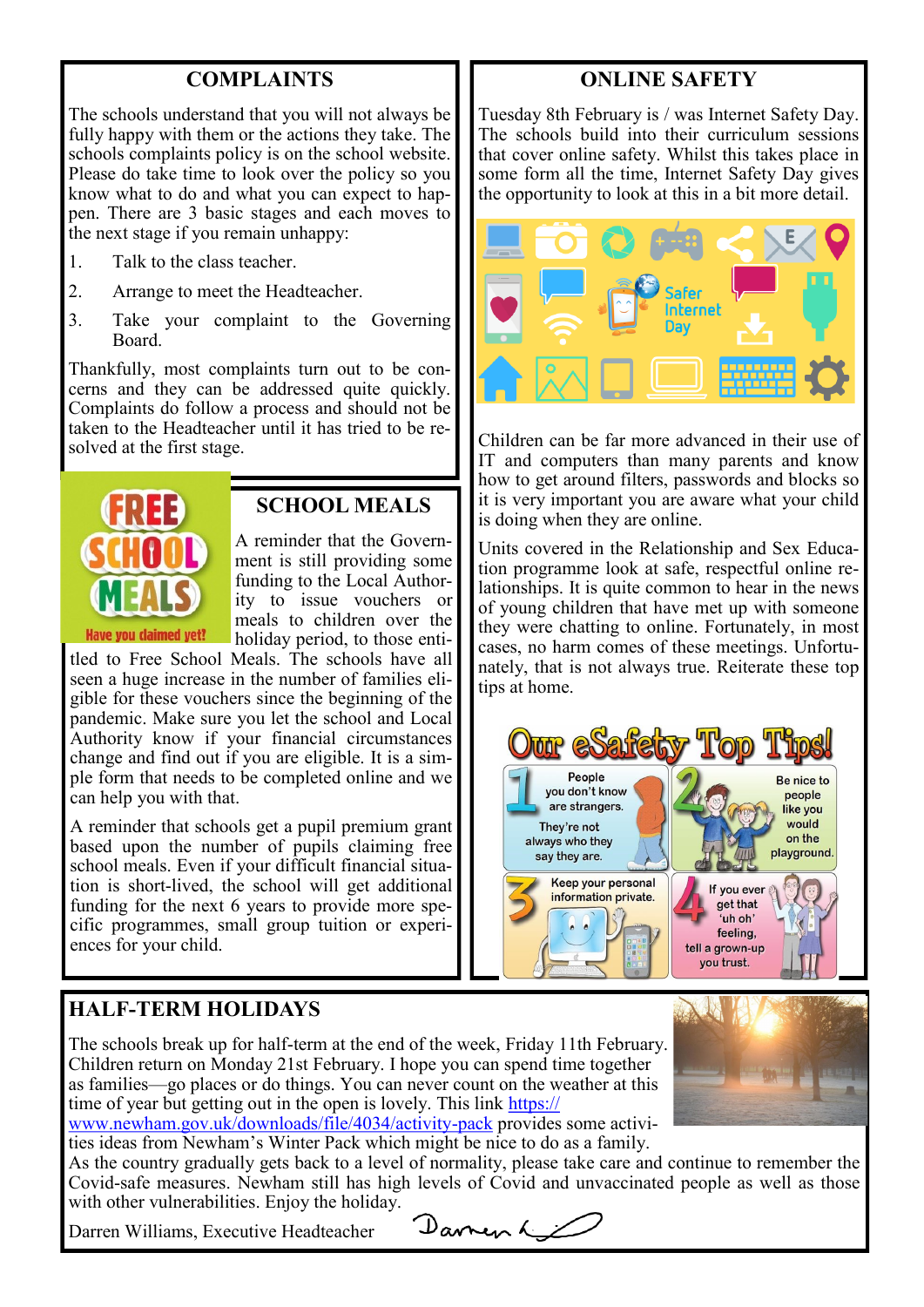## COMPLAINTS

The schools understand that you will not always be fully happy with them or the actions they take. The schools complaints policy is on the school website. Please do take time to look over the policy so you know what to do and what you can expect to happen. There are 3 basic stages and each moves to the next stage if you remain unhappy:

1. Talk to the class teacher.
2. Arrange to meet the Headteacher.
3. Take your complaint to the Governing Board.

Thankfully, most complaints turn out to be concerns and they can be addressed quite quickly. Complaints do follow a process and should not be taken to the Headteacher until it has tried to be resolved at the first stage.

## SCHOOL MEALS

FREE SCHOOL MEALS
Have you claimed yet?

A reminder that the Government is still providing some funding to the Local Authority to issue vouchers or meals to children over the holiday period, to those entitled to Free School Meals. The schools have all seen a huge increase in the number of families eligible for these vouchers since the beginning of the pandemic. Make sure you let the school and Local Authority know if your financial circumstances change and find out if you are eligible. It is a simple form that needs to be completed online and we can help you with that.

A reminder that schools get a pupil premium grant based upon the number of pupils claiming free school meals. Even if your difficult financial situation is short-lived, the school will get additional funding for the next 6 years to provide more specific programmes, small group tuition or experiences for your child.

## ONLINE SAFETY

Tuesday 8th February is / was Internet Safety Day. The schools build into their curriculum sessions that cover online safety. Whilst this takes place in some form all the time, Internet Safety Day gives the opportunity to look at this in a bit more detail.

Safer Internet Day

Children can be far more advanced in their use of IT and computers than many parents and know how to get around filters, passwords and blocks so it is very important you are aware what your child is doing when they are online.

Units covered in the Relationship and Sex Education programme look at safe, respectful online relationships. It is quite common to hear in the news of young children that have met up with someone they were chatting to online. Fortunately, in most cases, no harm comes of these meetings. Unfortunately, that is not always true. Reiterate these top tips at home.

Our eSafety Top Tips!

1. People you don't know are strangers. They're not always who they say they are.
2. Be nice to people like you would on the playground.
3. Keep your personal information private.
4. If you ever get that 'uh oh' feeling, tell a grown-up you trust.

## HALF-TERM HOLIDAYS

The schools break up for half-term at the end of the week, Friday 11th February. Children return on Monday 21st February. I hope you can spend time together as families—go places or do things. You can never count on the weather at this time of year but getting out in the open is lovely. This link https://www.newham.gov.uk/downloads/file/4034/activity-pack provides some activities ideas from Newham's Winter Pack which might be nice to do as a family.

As the country gradually gets back to a level of normality, please take care and continue to remember the Covid-safe measures. Newham still has high levels of Covid and unvaccinated people as well as those with other vulnerabilities. Enjoy the holiday.

Darren Williams, Executive Headteacher